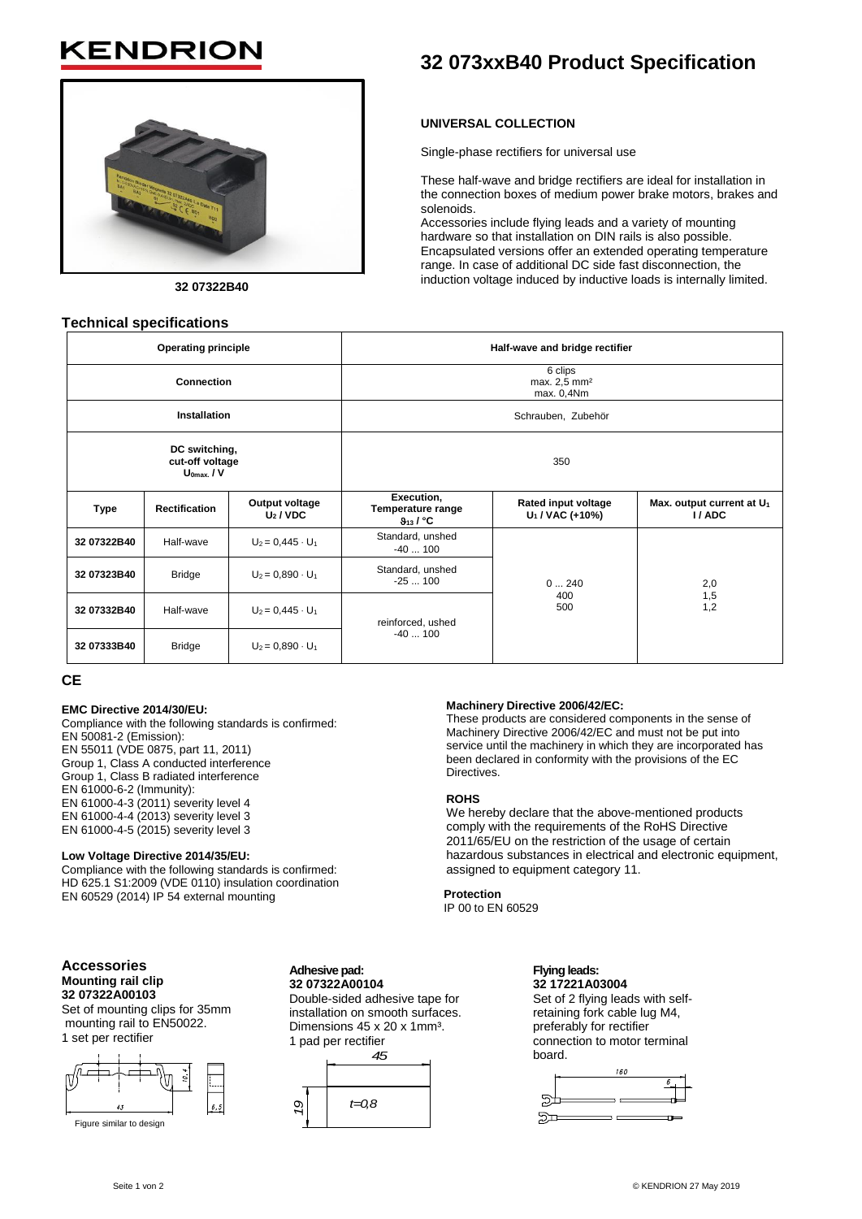KENDRION

# 32 073xxB40 Product Specification

32 07322B40

**UNIVERSAL COLLECTION**

Single-phase rectifiers for universal use

These half-wave and bridge rectifiers are ideal for installation in the connection boxes of medium power brake motors, brakes and solenoids.
Accessories include flying leads and a variety of mounting hardware so that installation on DIN rails is also possible.
Encapsulated versions offer an extended operating temperature range. In case of additional DC side fast disconnection, the induction voltage induced by inductive loads is internally limited.

## Technical specifications

| **Operating principle** | | | **Half-wave and bridge rectifier** | | |
|---|---|---|---|---|---|
| **Connection** | | | 6 clips<br>max. 2,5 mm²<br>max. 0,4Nm | | |
| **Installation** | | | Schrauben, Zubehör | | |
| **DC switching, cut-off voltage $U_{0max.}$ / V** | | | 350 | | |
| **Type** | **Rectification** | **Output voltage $U_2$ / VDC** | **Execution, Temperature range $\vartheta_{13}$ / °C** | **Rated input voltage $U_1$ / VAC (+10%)** | **Max. output current at $U_1$ I / ADC** |
| 32 07322B40 | Half-wave | $U_2 = 0{,}445 \cdot U_1$ | Standard, unshed<br>-40 ... 100 | 0 ... 240<br>400<br>500 | 2,0<br>1,5<br>1,2 |
| 32 07323B40 | Bridge | $U_2 = 0{,}890 \cdot U_1$ | Standard, unshed<br>-25 ... 100 | | |
| 32 07332B40 | Half-wave | $U_2 = 0{,}445 \cdot U_1$ | reinforced, ushed<br>-40 ... 100 | | |
| 32 07333B40 | Bridge | $U_2 = 0{,}890 \cdot U_1$ | | | |

## CE

**EMC Directive 2014/30/EU:**
Compliance with the following standards is confirmed:
EN 50081-2 (Emission):
EN 55011 (VDE 0875, part 11, 2011)
Group 1, Class A conducted interference
Group 1, Class B radiated interference
EN 61000-6-2 (Immunity):
EN 61000-4-3 (2011) severity level 4
EN 61000-4-4 (2013) severity level 3
EN 61000-4-5 (2015) severity level 3

**Low Voltage Directive 2014/35/EU:**
Compliance with the following standards is confirmed:
HD 625.1 S1:2009 (VDE 0110) insulation coordination
EN 60529 (2014) IP 54 external mounting

**Machinery Directive 2006/42/EC:**
These products are considered components in the sense of Machinery Directive 2006/42/EC and must not be put into service until the machinery in which they are incorporated has been declared in conformity with the provisions of the EC Directives.

**ROHS**
We hereby declare that the above-mentioned products comply with the requirements of the RoHS Directive 2011/65/EU on the restriction of the usage of certain hazardous substances in electrical and electronic equipment, assigned to equipment category 11.

**Protection**
IP 00 to EN 60529

## Accessories

**Mounting rail clip**
**32 07322A00103**
Set of mounting clips for 35mm mounting rail to EN50022.
1 set per rectifier

Figure similar to design

**Adhesive pad:**
**32 07322A00104**
Double-sided adhesive tape for installation on smooth surfaces.
Dimensions 45 x 20 x 1mm³.
1 pad per rectifier

**Flying leads:**
**32 17221A03004**
Set of 2 flying leads with self-retaining fork cable lug M4, preferably for rectifier connection to motor terminal board.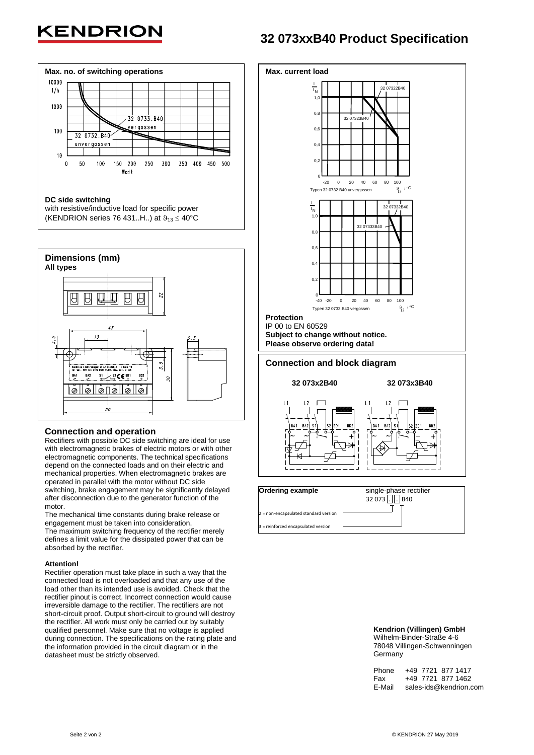# 32 073xxB40 Product Specification

## Max. no. of switching operations

10000
1/h
1000
100
10
0 50 100 150 200 250 300 350 400 450 500
Watt

32 0733.B40
vergossen

32 0732.B40
unvergossen

**DC side switching**
with resistive/inductive load for specific power (KENDRION series 76 431..H..) at $\vartheta_{13} \leq 40°C$

## Dimensions (mm)

**All types**

22
43
13
3,5
6,3
3,5
30
50

## Connection and operation

Rectifiers with possible DC side switching are ideal for use with electromagnetic brakes of electric motors or with other electromagnetic components. The technical specifications depend on the connected loads and on their electric and mechanical properties. When electromagnetic brakes are operated in parallel with the motor without DC side switching, brake engagement may be significantly delayed after disconnection due to the generator function of the motor.

The mechanical time constants during brake release or engagement must be taken into consideration.

The maximum switching frequency of the rectifier merely defines a limit value for the dissipated power that can be absorbed by the rectifier.

**Attention!**

Rectifier operation must take place in such a way that the connected load is not overloaded and that any use of the load other than its intended use is avoided. Check that the rectifier pinout is correct. Incorrect connection would cause irreversible damage to the rectifier. The rectifiers are not short-circuit proof. Output short-circuit to ground will destroy the rectifier. All work must only be carried out by suitably qualified personnel. Make sure that no voltage is applied during connection. The specifications on the rating plate and the information provided in the circuit diagram or in the datasheet must be strictly observed.

## Max. current load

$\frac{I}{I_N}$

1,0
0,8
0,6
0,4
0,2
0
-20 0 20 40 60 80 100
32 07322B40
32 07323B40
Typen 32 0732.B40 unvergossen
$\vartheta_{13}$ / °C

$\frac{I}{I_N}$

1,0
0,8
0,6
0,4
0,2
0
-40 -20 0 20 40 60 80 100
32 07332B40
32 07333B40
Typen 32 0733.B40 vergossen
$\vartheta_{13}$ / °C

**Protection**
IP 00 to EN 60529
**Subject to change without notice.**
**Please observe ordering data!**

## Connection and block diagram

**32 073x2B40**

**32 073x3B40**

L1 L2
BA1 BA2 S1 S2 BD1 BD2

| | |
|---|---|
| **Ordering example** | single-phase rectifier 32 073 . . B40 |
| 2 = non-encapsulated standard version | |
| 3 = reinforced encapsulated version | |

**Kendrion (Villingen) GmbH**
Wilhelm-Binder-Straße 4-6
78048 Villingen-Schwenningen
Germany

Phone +49 7721 877 1417
Fax +49 7721 877 1462
E-Mail sales-ids@kendrion.com

© KENDRION 27 May 2019